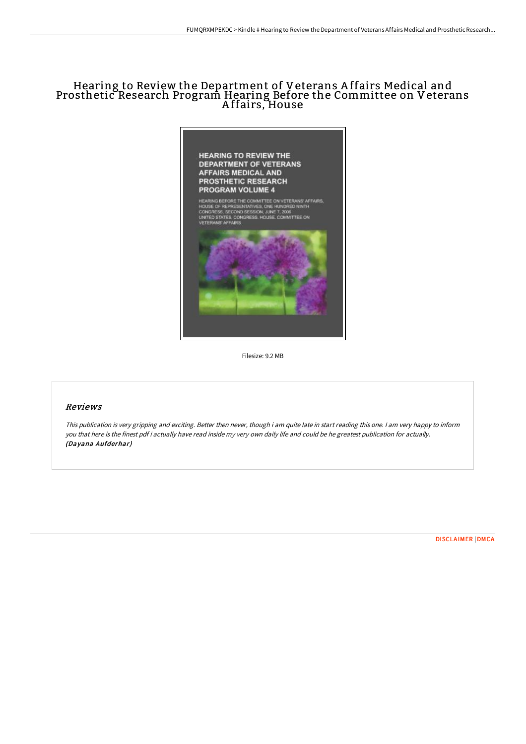# Hearing to Review the Department of Veterans Affairs Medical and Prosthetic Research Program Hearing Before the Committee on Veterans Affairs, House

Filesize: 9.2 MB

## Reviews

*This publication is very gripping and exciting. Better then never, though i am quite late in start reading this one. I am very happy to inform you that here is the finest pdf i actually have read inside my very own daily life and could be he greatest publication for actually.* ***(Dayana Aufderhar)***

DISCLAIMER | DMCA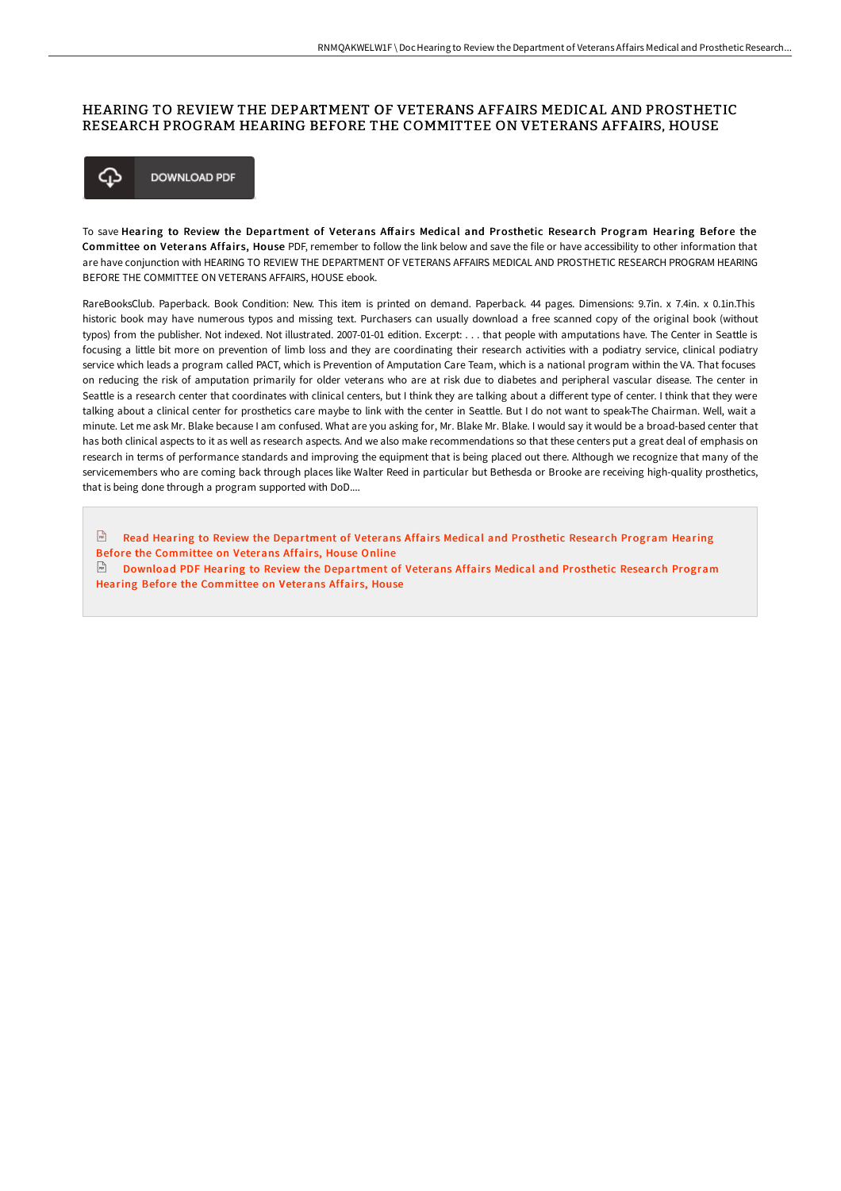# HEARING TO REVIEW THE DEPARTMENT OF VETERANS AFFAIRS MEDICAL AND PROSTHETIC RESEARCH PROGRAM HEARING BEFORE THE COMMITTEE ON VETERANS AFFAIRS, HOUSE

DOWNLOAD PDF

To save **Hearing to Review the Department of Veterans Affairs Medical and Prosthetic Research Program Hearing Before the Committee on Veterans Affairs, House** PDF, remember to follow the link below and save the file or have accessibility to other information that are have conjunction with HEARING TO REVIEW THE DEPARTMENT OF VETERANS AFFAIRS MEDICAL AND PROSTHETIC RESEARCH PROGRAM HEARING BEFORE THE COMMITTEE ON VETERANS AFFAIRS, HOUSE ebook.

RareBooksClub. Paperback. Book Condition: New. This item is printed on demand. Paperback. 44 pages. Dimensions: 9.7in. x 7.4in. x 0.1in.This historic book may have numerous typos and missing text. Purchasers can usually download a free scanned copy of the original book (without typos) from the publisher. Not indexed. Not illustrated. 2007-01-01 edition. Excerpt: . . . that people with amputations have. The Center in Seattle is focusing a little bit more on prevention of limb loss and they are coordinating their research activities with a podiatry service, clinical podiatry service which leads a program called PACT, which is Prevention of Amputation Care Team, which is a national program within the VA. That focuses on reducing the risk of amputation primarily for older veterans who are at risk due to diabetes and peripheral vascular disease. The center in Seattle is a research center that coordinates with clinical centers, but I think they are talking about a different type of center. I think that they were talking about a clinical center for prosthetics care maybe to link with the center in Seattle. But I do not want to speak-The Chairman. Well, wait a minute. Let me ask Mr. Blake because I am confused. What are you asking for, Mr. Blake Mr. Blake. I would say it would be a broad-based center that has both clinical aspects to it as well as research aspects. And we also make recommendations so that these centers put a great deal of emphasis on research in terms of performance standards and improving the equipment that is being placed out there. Although we recognize that many of the servicemembers who are coming back through places like Walter Reed in particular but Bethesda or Brooke are receiving high-quality prosthetics, that is being done through a program supported with DoD....

Read Hearing to Review the Department of Veterans Affairs Medical and Prosthetic Research Program Hearing Before the Committee on Veterans Affairs, House Online

Download PDF Hearing to Review the Department of Veterans Affairs Medical and Prosthetic Research Program Hearing Before the Committee on Veterans Affairs, House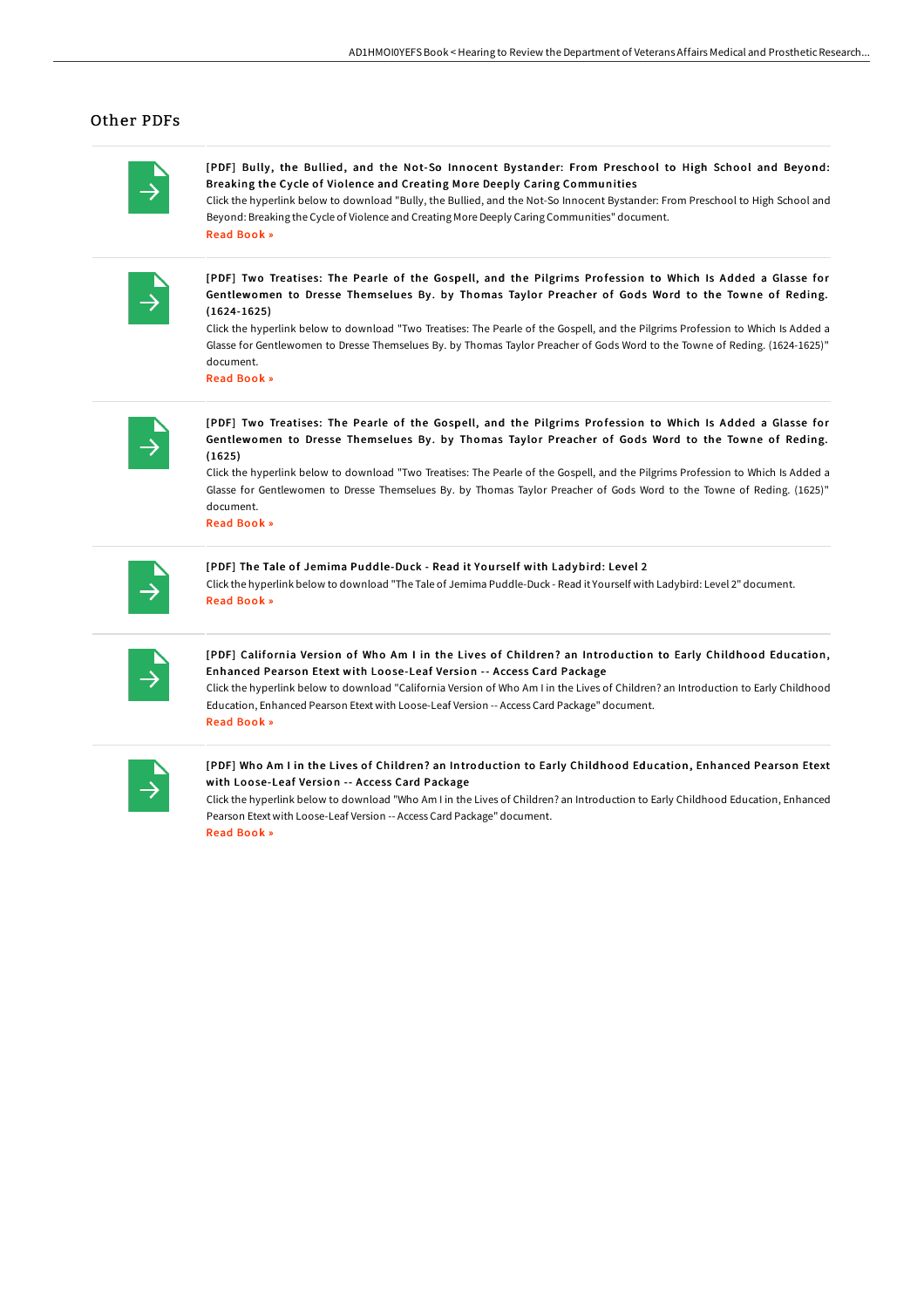## Other PDFs

**[PDF] Bully, the Bullied, and the Not-So Innocent Bystander: From Preschool to High School and Beyond: Breaking the Cycle of Violence and Creating More Deeply Caring Communities**

Click the hyperlink below to download "Bully, the Bullied, and the Not-So Innocent Bystander: From Preschool to High School and Beyond: Breaking the Cycle of Violence and Creating More Deeply Caring Communities" document.

Read Book »

**[PDF] Two Treatises: The Pearle of the Gospell, and the Pilgrims Profession to Which Is Added a Glasse for Gentlewomen to Dresse Themselues By. by Thomas Taylor Preacher of Gods Word to the Towne of Reding. (1624-1625)**

Click the hyperlink below to download "Two Treatises: The Pearle of the Gospell, and the Pilgrims Profession to Which Is Added a Glasse for Gentlewomen to Dresse Themselues By. by Thomas Taylor Preacher of Gods Word to the Towne of Reding. (1624-1625)" document.

Read Book »

**[PDF] Two Treatises: The Pearle of the Gospell, and the Pilgrims Profession to Which Is Added a Glasse for Gentlewomen to Dresse Themselues By. by Thomas Taylor Preacher of Gods Word to the Towne of Reding. (1625)**

Click the hyperlink below to download "Two Treatises: The Pearle of the Gospell, and the Pilgrims Profession to Which Is Added a Glasse for Gentlewomen to Dresse Themselues By. by Thomas Taylor Preacher of Gods Word to the Towne of Reding. (1625)" document.

Read Book »

**[PDF] The Tale of Jemima Puddle-Duck - Read it Yourself with Ladybird: Level 2**

Click the hyperlink below to download "The Tale of Jemima Puddle-Duck - Read it Yourself with Ladybird: Level 2" document.

Read Book »

**[PDF] California Version of Who Am I in the Lives of Children? an Introduction to Early Childhood Education, Enhanced Pearson Etext with Loose-Leaf Version -- Access Card Package**

Click the hyperlink below to download "California Version of Who Am I in the Lives of Children? an Introduction to Early Childhood Education, Enhanced Pearson Etext with Loose-Leaf Version -- Access Card Package" document.

Read Book »

**[PDF] Who Am I in the Lives of Children? an Introduction to Early Childhood Education, Enhanced Pearson Etext with Loose-Leaf Version -- Access Card Package**

Click the hyperlink below to download "Who Am I in the Lives of Children? an Introduction to Early Childhood Education, Enhanced Pearson Etext with Loose-Leaf Version -- Access Card Package" document.

Read Book »